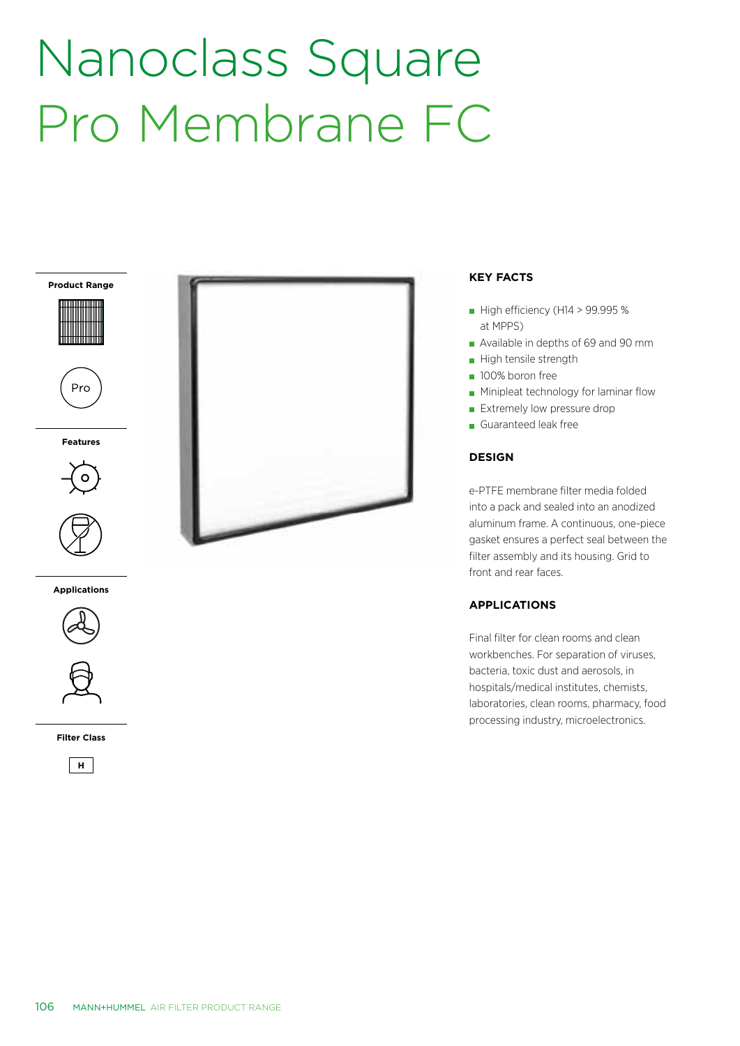# Nanoclass Square Pro Membrane FC

**Product Range**

Pro

**Features**

**Applications**

**Filter Class**

H

## KEY FACTS

- High efficiency (H14 > 99.995 % at MPPS)
- Available in depths of 69 and 90 mm
- High tensile strength
- 100% boron free
- Minipleat technology for laminar flow
- Extremely low pressure drop
- Guaranteed leak free

## DESIGN

e-PTFE membrane filter media folded into a pack and sealed into an anodized aluminum frame. A continuous, one-piece gasket ensures a perfect seal between the filter assembly and its housing. Grid to front and rear faces.

## APPLICATIONS

Final filter for clean rooms and clean workbenches. For separation of viruses, bacteria, toxic dust and aerosols, in hospitals/medical institutes, chemists, laboratories, clean rooms, pharmacy, food processing industry, microelectronics.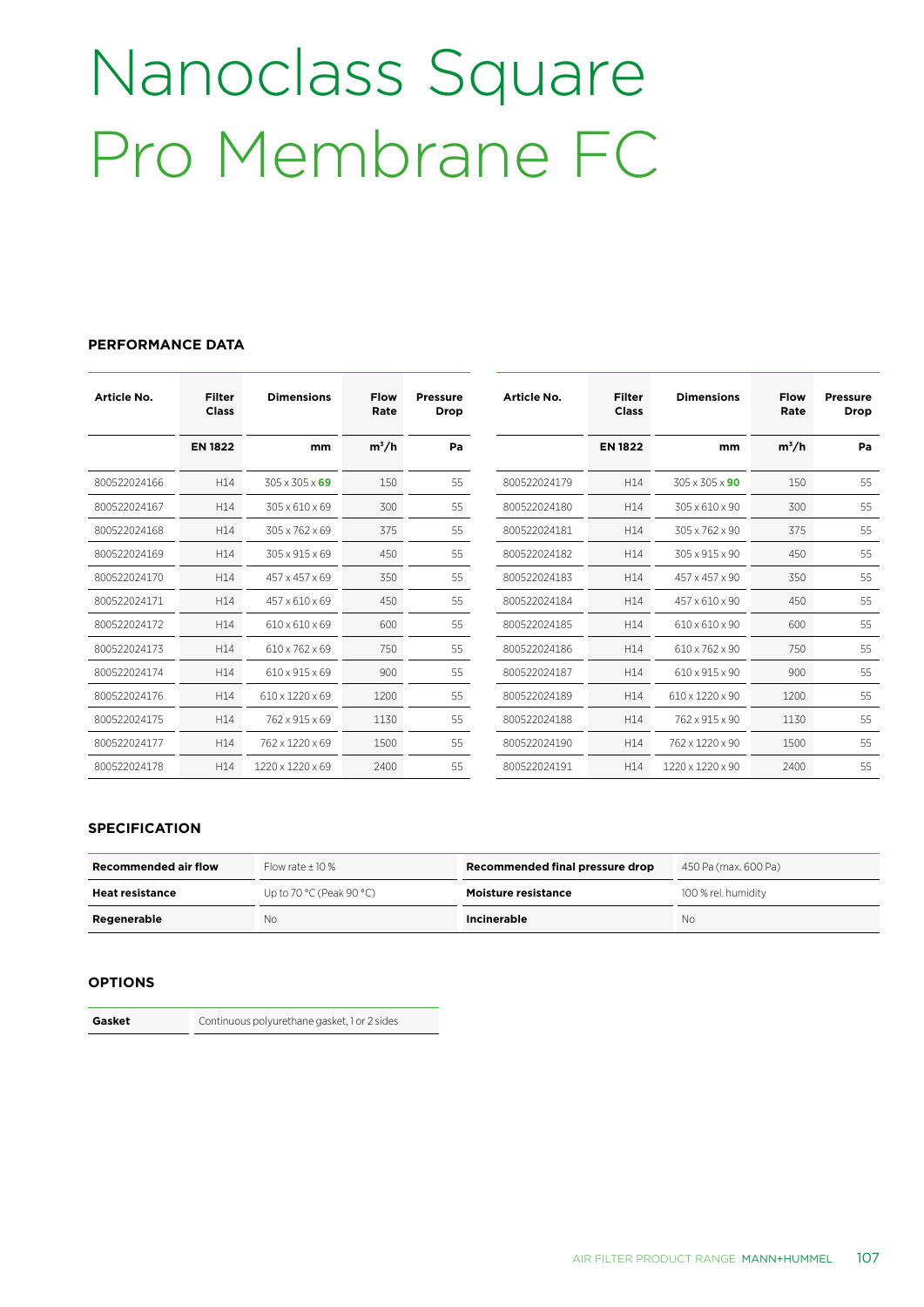# Nanoclass Square Pro Membrane FC

## PERFORMANCE DATA

| Article No. | Filter Class | Dimensions | Flow Rate | Pressure Drop |
|---|---|---|---|---|
| | EN 1822 | mm | $m^3/h$ | Pa |
| 800522024166 | H14 | 305 x 305 x **69** | 150 | 55 |
| 800522024167 | H14 | 305 x 610 x 69 | 300 | 55 |
| 800522024168 | H14 | 305 x 762 x 69 | 375 | 55 |
| 800522024169 | H14 | 305 x 915 x 69 | 450 | 55 |
| 800522024170 | H14 | 457 x 457 x 69 | 350 | 55 |
| 800522024171 | H14 | 457 x 610 x 69 | 450 | 55 |
| 800522024172 | H14 | 610 x 610 x 69 | 600 | 55 |
| 800522024173 | H14 | 610 x 762 x 69 | 750 | 55 |
| 800522024174 | H14 | 610 x 915 x 69 | 900 | 55 |
| 800522024176 | H14 | 610 x 1220 x 69 | 1200 | 55 |
| 800522024175 | H14 | 762 x 915 x 69 | 1130 | 55 |
| 800522024177 | H14 | 762 x 1220 x 69 | 1500 | 55 |
| 800522024178 | H14 | 1220 x 1220 x 69 | 2400 | 55 |

| Article No. | Filter Class | Dimensions | Flow Rate | Pressure Drop |
|---|---|---|---|---|
| | EN 1822 | mm | $m^3/h$ | Pa |
| 800522024179 | H14 | 305 x 305 x **90** | 150 | 55 |
| 800522024180 | H14 | 305 x 610 x 90 | 300 | 55 |
| 800522024181 | H14 | 305 x 762 x 90 | 375 | 55 |
| 800522024182 | H14 | 305 x 915 x 90 | 450 | 55 |
| 800522024183 | H14 | 457 x 457 x 90 | 350 | 55 |
| 800522024184 | H14 | 457 x 610 x 90 | 450 | 55 |
| 800522024185 | H14 | 610 x 610 x 90 | 600 | 55 |
| 800522024186 | H14 | 610 x 762 x 90 | 750 | 55 |
| 800522024187 | H14 | 610 x 915 x 90 | 900 | 55 |
| 800522024189 | H14 | 610 x 1220 x 90 | 1200 | 55 |
| 800522024188 | H14 | 762 x 915 x 90 | 1130 | 55 |
| 800522024190 | H14 | 762 x 1220 x 90 | 1500 | 55 |
| 800522024191 | H14 | 1220 x 1220 x 90 | 2400 | 55 |

## SPECIFICATION

| | | | |
|---|---|---|---|
| **Recommended air flow** | Flow rate ± 10 % | **Recommended final pressure drop** | 450 Pa (max. 600 Pa) |
| **Heat resistance** | Up to 70 °C (Peak 90 °C) | **Moisture resistance** | 100 % rel. humidity |
| **Regenerable** | No | **Incinerable** | No |

## OPTIONS

| | |
|---|---|
| **Gasket** | Continuous polyurethane gasket, 1 or 2 sides |